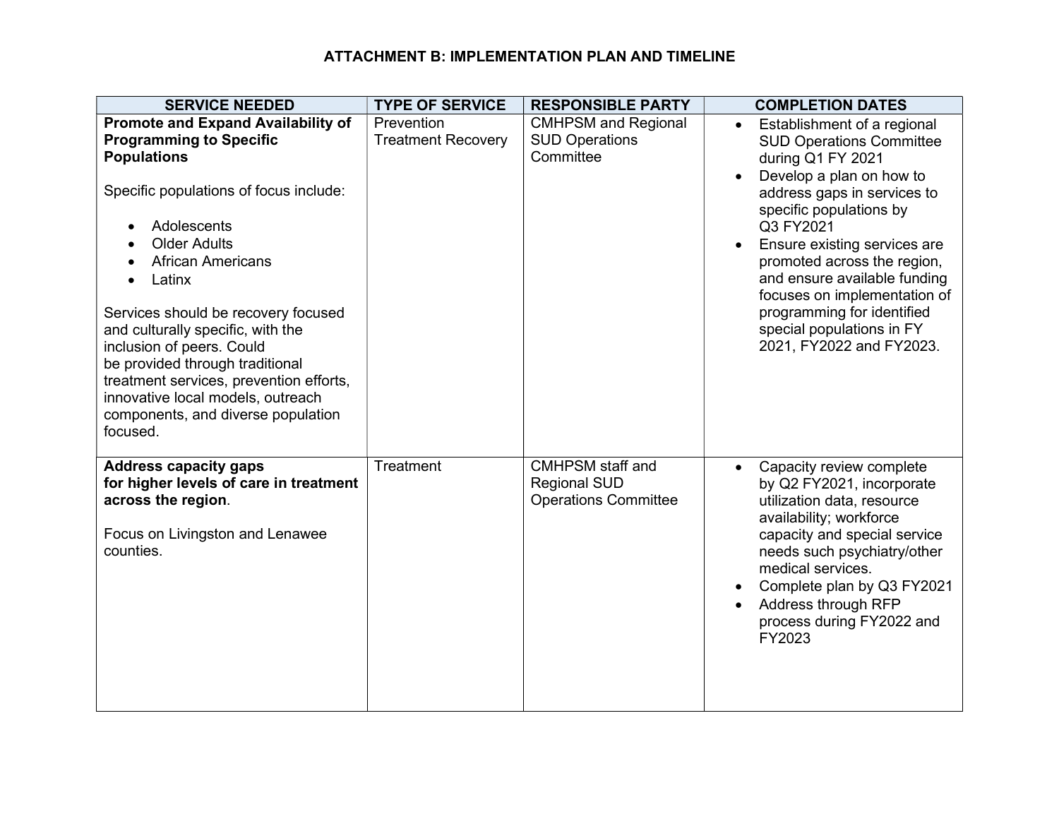# ATTACHMENT B: IMPLEMENTATION PLAN AND TIMELINE

| SERVICE NEEDED | TYPE OF SERVICE | RESPONSIBLE PARTY | COMPLETION DATES |
|---|---|---|---|
| **Promote and Expand Availability of Programming to Specific Populations**<br><br>Specific populations of focus include:<br><br>• Adolescents<br>• Older Adults<br>• African Americans<br>• Latinx<br><br>Services should be recovery focused and culturally specific, with the inclusion of peers. Could be provided through traditional treatment services, prevention efforts, innovative local models, outreach components, and diverse population focused. | Prevention<br>Treatment Recovery | CMHPSM and Regional SUD Operations Committee | • Establishment of a regional SUD Operations Committee during Q1 FY 2021<br>• Develop a plan on how to address gaps in services to specific populations by Q3 FY2021<br>• Ensure existing services are promoted across the region, and ensure available funding focuses on implementation of programming for identified special populations in FY 2021, FY2022 and FY2023. |
| **Address capacity gaps for higher levels of care in treatment across the region**.<br><br>Focus on Livingston and Lenawee counties. | Treatment | CMHPSM staff and Regional SUD Operations Committee | • Capacity review complete by Q2 FY2021, incorporate utilization data, resource availability; workforce capacity and special service needs such psychiatry/other medical services.<br>• Complete plan by Q3 FY2021<br>• Address through RFP process during FY2022 and FY2023 |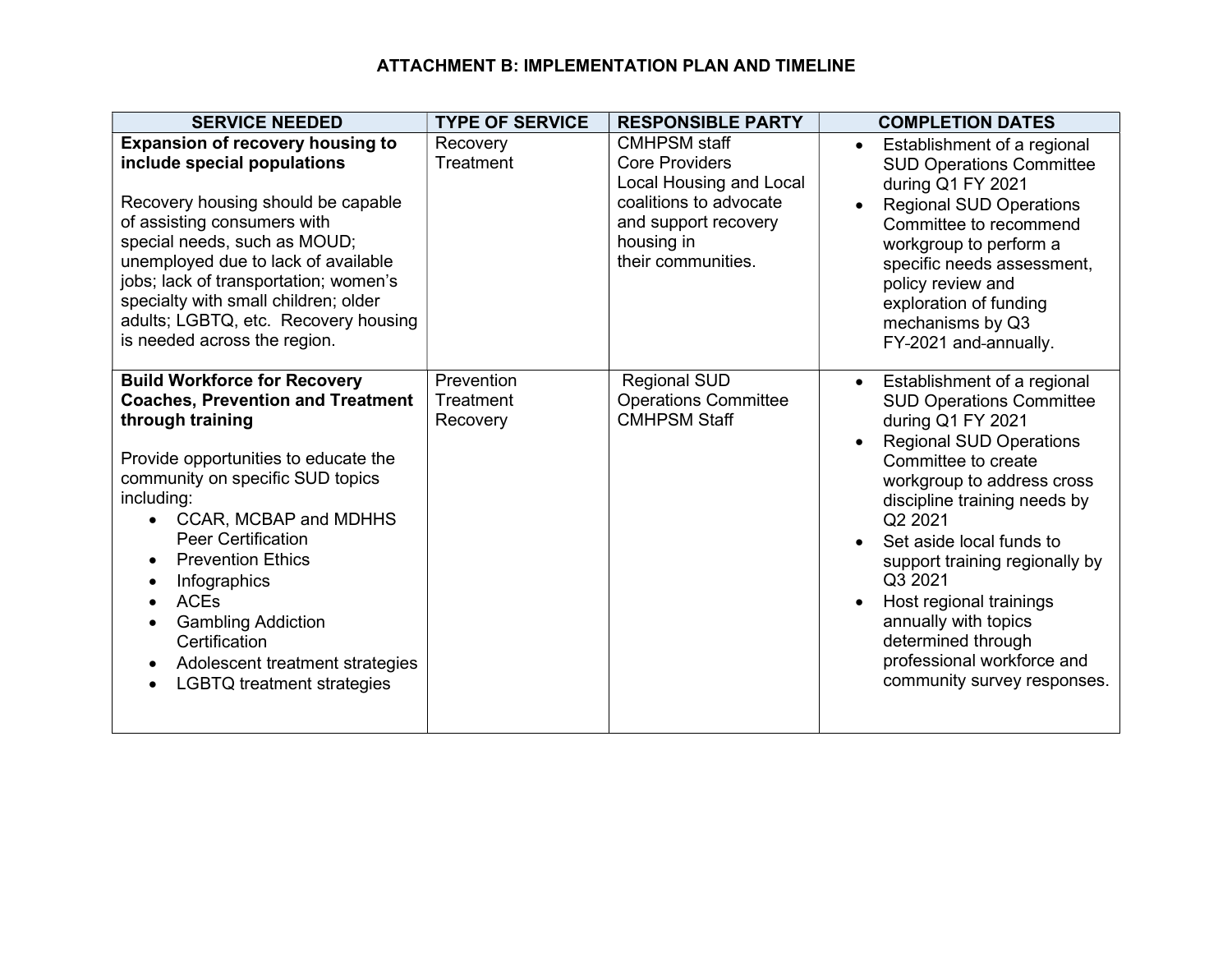# ATTACHMENT B: IMPLEMENTATION PLAN AND TIMELINE

| SERVICE NEEDED | TYPE OF SERVICE | RESPONSIBLE PARTY | COMPLETION DATES |
|---|---|---|---|
| **Expansion of recovery housing to include special populations**<br><br>Recovery housing should be capable of assisting consumers with special needs, such as MOUD; unemployed due to lack of available jobs; lack of transportation; women's specialty with small children; older adults; LGBTQ, etc. Recovery housing is needed across the region. | Recovery<br>Treatment | CMHPSM staff<br>Core Providers<br>Local Housing and Local coalitions to advocate and support recovery housing in their communities. | • Establishment of a regional SUD Operations Committee during Q1 FY 2021<br>• Regional SUD Operations Committee to recommend workgroup to perform a specific needs assessment, policy review and exploration of funding mechanisms by Q3 FY-2021 and annually. |
| **Build Workforce for Recovery Coaches, Prevention and Treatment through training**<br><br>Provide opportunities to educate the community on specific SUD topics including:<br>• CCAR, MCBAP and MDHHS Peer Certification<br>• Prevention Ethics<br>• Infographics<br>• ACEs<br>• Gambling Addiction Certification<br>• Adolescent treatment strategies<br>• LGBTQ treatment strategies | Prevention<br>Treatment<br>Recovery | Regional SUD Operations Committee<br>CMHPSM Staff | • Establishment of a regional SUD Operations Committee during Q1 FY 2021<br>• Regional SUD Operations Committee to create workgroup to address cross discipline training needs by Q2 2021<br>• Set aside local funds to support training regionally by Q3 2021<br>• Host regional trainings annually with topics determined through professional workforce and community survey responses. |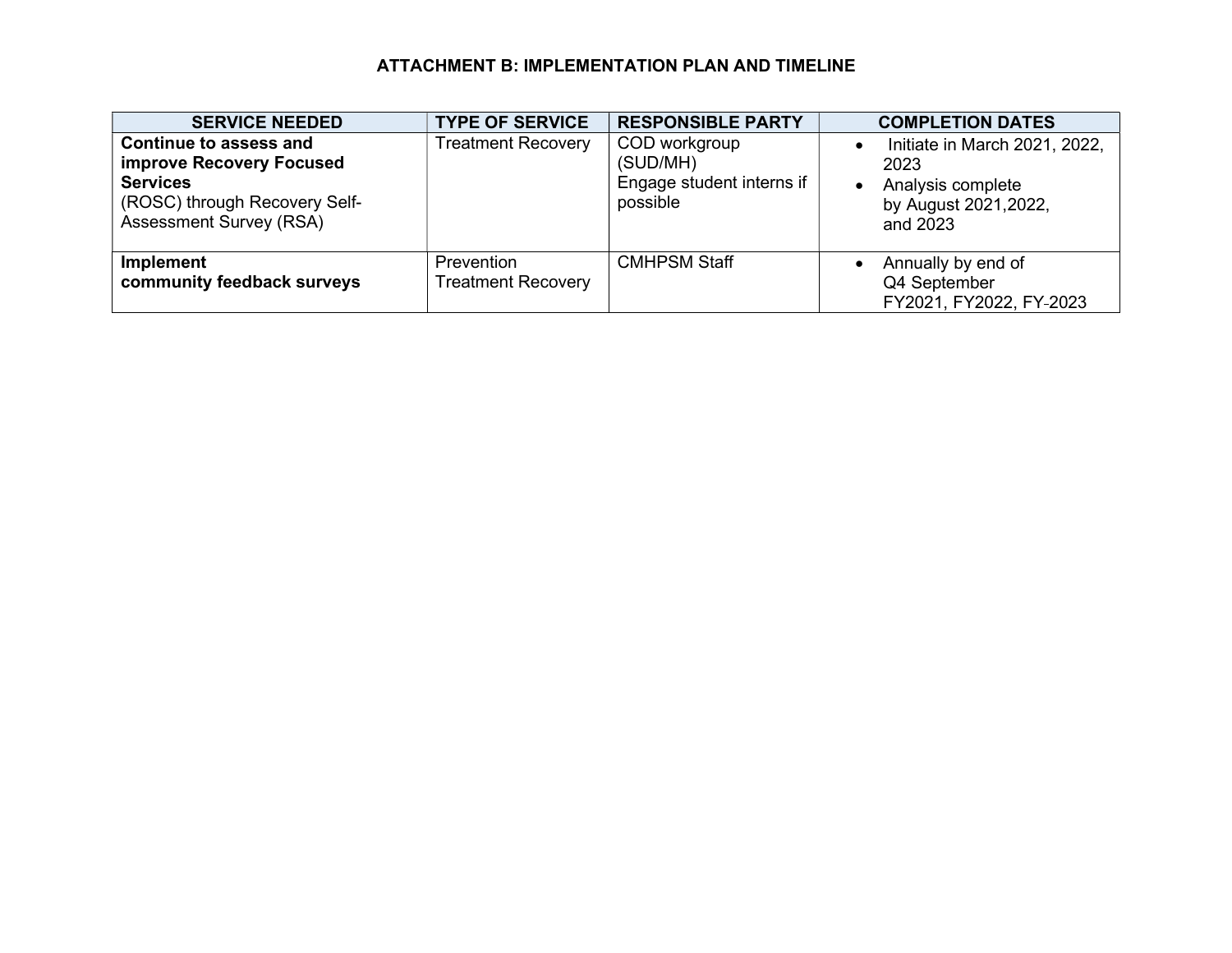### ATTACHMENT B: IMPLEMENTATION PLAN AND TIMELINE

| SERVICE NEEDED | TYPE OF SERVICE | RESPONSIBLE PARTY | COMPLETION DATES |
|---|---|---|---|
| **Continue to assess and improve Recovery Focused Services** (ROSC) through Recovery Self-Assessment Survey (RSA) | Treatment Recovery | COD workgroup (SUD/MH)<br>Engage student interns if possible | • Initiate in March 2021, 2022, 2023<br>• Analysis complete by August 2021,2022, and 2023 |
| **Implement community feedback surveys** | Prevention<br>Treatment Recovery | CMHPSM Staff | • Annually by end of Q4 September FY2021, FY2022, FY-2023 |